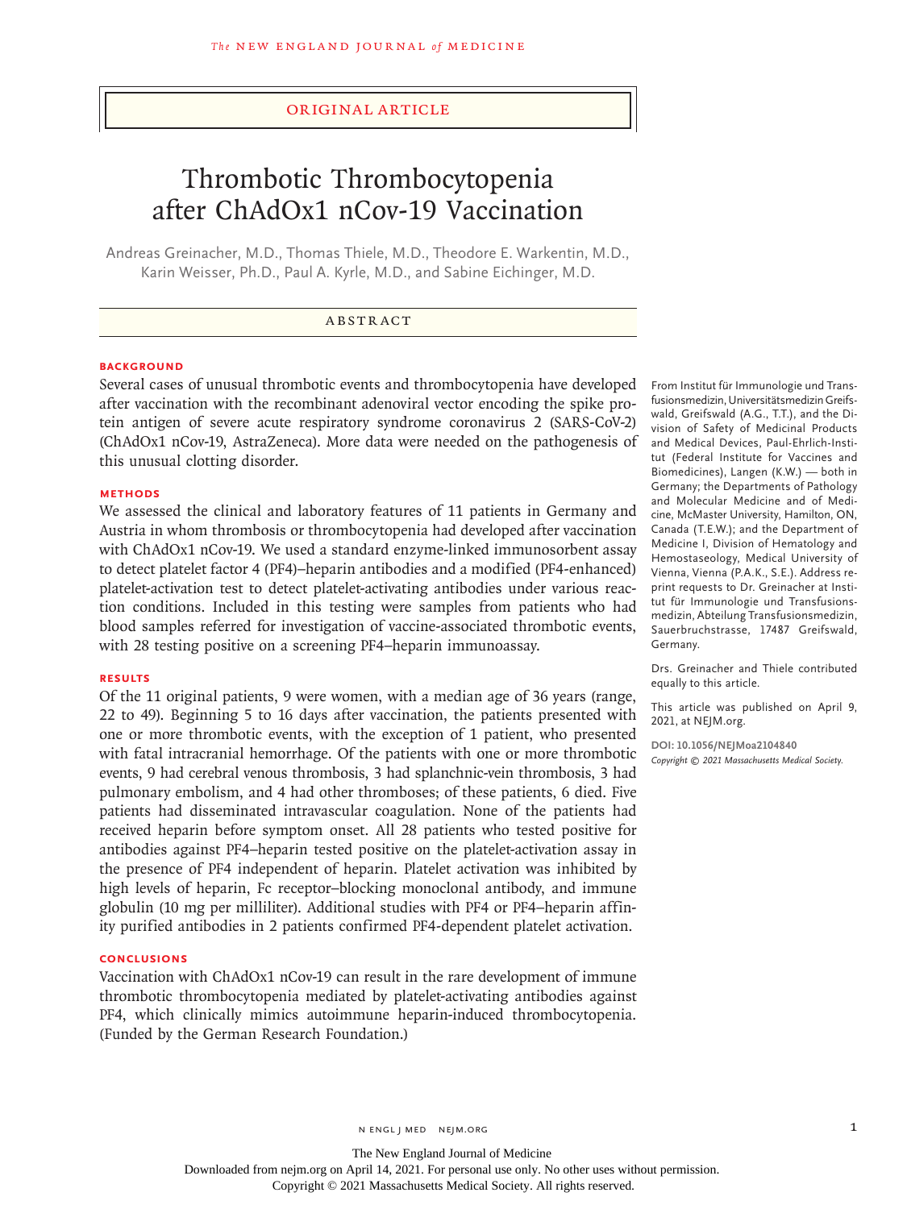ORIGINAL ARTICLE

# Thrombotic Thrombocytopenia after ChAdOx1 nCov-19 Vaccination

Andreas Greinacher, M.D., Thomas Thiele, M.D., Theodore E. Warkentin, M.D., Karin Weisser, Ph.D., Paul A. Kyrle, M.D., and Sabine Eichinger, M.D.

## ABSTRACT

### BACKGROUND

Several cases of unusual thrombotic events and thrombocytopenia have developed after vaccination with the recombinant adenoviral vector encoding the spike protein antigen of severe acute respiratory syndrome coronavirus 2 (SARS-CoV-2) (ChAdOx1 nCov-19, AstraZeneca). More data were needed on the pathogenesis of this unusual clotting disorder.

### METHODS

We assessed the clinical and laboratory features of 11 patients in Germany and Austria in whom thrombosis or thrombocytopenia had developed after vaccination with ChAdOx1 nCov-19. We used a standard enzyme-linked immunosorbent assay to detect platelet factor 4 (PF4)–heparin antibodies and a modified (PF4-enhanced) platelet-activation test to detect platelet-activating antibodies under various reaction conditions. Included in this testing were samples from patients who had blood samples referred for investigation of vaccine-associated thrombotic events, with 28 testing positive on a screening PF4–heparin immunoassay.

### RESULTS

Of the 11 original patients, 9 were women, with a median age of 36 years (range, 22 to 49). Beginning 5 to 16 days after vaccination, the patients presented with one or more thrombotic events, with the exception of 1 patient, who presented with fatal intracranial hemorrhage. Of the patients with one or more thrombotic events, 9 had cerebral venous thrombosis, 3 had splanchnic-vein thrombosis, 3 had pulmonary embolism, and 4 had other thromboses; of these patients, 6 died. Five patients had disseminated intravascular coagulation. None of the patients had received heparin before symptom onset. All 28 patients who tested positive for antibodies against PF4–heparin tested positive on the platelet-activation assay in the presence of PF4 independent of heparin. Platelet activation was inhibited by high levels of heparin, Fc receptor–blocking monoclonal antibody, and immune globulin (10 mg per milliliter). Additional studies with PF4 or PF4–heparin affinity purified antibodies in 2 patients confirmed PF4-dependent platelet activation.

### CONCLUSIONS

Vaccination with ChAdOx1 nCov-19 can result in the rare development of immune thrombotic thrombocytopenia mediated by platelet-activating antibodies against PF4, which clinically mimics autoimmune heparin-induced thrombocytopenia. (Funded by the German Research Foundation.)

From Institut für Immunologie und Transfusionsmedizin, Universitätsmedizin Greifswald, Greifswald (A.G., T.T.), and the Division of Safety of Medicinal Products and Medical Devices, Paul-Ehrlich-Institut (Federal Institute for Vaccines and Biomedicines), Langen (K.W.) — both in Germany; the Departments of Pathology and Molecular Medicine and of Medicine, McMaster University, Hamilton, ON, Canada (T.E.W.); and the Department of Medicine I, Division of Hematology and Hemostaseology, Medical University of Vienna, Vienna (P.A.K., S.E.). Address reprint requests to Dr. Greinacher at Institut für Immunologie und Transfusionsmedizin, Abteilung Transfusionsmedizin, Sauerbruchstrasse, 17487 Greifswald, Germany.

Drs. Greinacher and Thiele contributed equally to this article.

This article was published on April 9, 2021, at NEJM.org.

DOI: 10.1056/NEJMoa2104840
*Copyright © 2021 Massachusetts Medical Society.*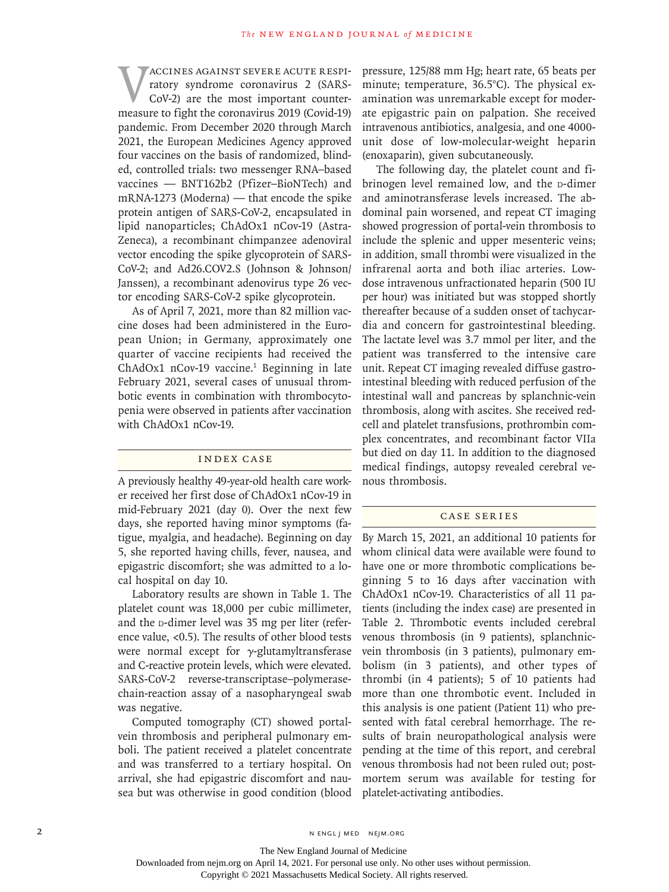Vaccines against severe acute respiratory syndrome coronavirus 2 (SARS-CoV-2) are the most important countermeasure to fight the coronavirus 2019 (Covid-19) pandemic. From December 2020 through March 2021, the European Medicines Agency approved four vaccines on the basis of randomized, blinded, controlled trials: two messenger RNA–based vaccines — BNT162b2 (Pfizer–BioNTech) and mRNA-1273 (Moderna) — that encode the spike protein antigen of SARS-CoV-2, encapsulated in lipid nanoparticles; ChAdOx1 nCov-19 (AstraZeneca), a recombinant chimpanzee adenoviral vector encoding the spike glycoprotein of SARS-CoV-2; and Ad26.COV2.S (Johnson & Johnson/Janssen), a recombinant adenovirus type 26 vector encoding SARS-CoV-2 spike glycoprotein.

As of April 7, 2021, more than 82 million vaccine doses had been administered in the European Union; in Germany, approximately one quarter of vaccine recipients had received the ChAdOx1 nCov-19 vaccine.[1] Beginning in late February 2021, several cases of unusual thrombotic events in combination with thrombocytopenia were observed in patients after vaccination with ChAdOx1 nCov-19.

## Index Case

A previously healthy 49-year-old health care worker received her first dose of ChAdOx1 nCov-19 in mid-February 2021 (day 0). Over the next few days, she reported having minor symptoms (fatigue, myalgia, and headache). Beginning on day 5, she reported having chills, fever, nausea, and epigastric discomfort; she was admitted to a local hospital on day 10.

Laboratory results are shown in Table 1. The platelet count was 18,000 per cubic millimeter, and the D-dimer level was 35 mg per liter (reference value, <0.5). The results of other blood tests were normal except for $\gamma$-glutamyltransferase and C-reactive protein levels, which were elevated. SARS-CoV-2 reverse-transcriptase–polymerase-chain-reaction assay of a nasopharyngeal swab was negative.

Computed tomography (CT) showed portal-vein thrombosis and peripheral pulmonary emboli. The patient received a platelet concentrate and was transferred to a tertiary hospital. On arrival, she had epigastric discomfort and nausea but was otherwise in good condition (blood pressure, 125/88 mm Hg; heart rate, 65 beats per minute; temperature, 36.5°C). The physical examination was unremarkable except for moderate epigastric pain on palpation. She received intravenous antibiotics, analgesia, and one 4000-unit dose of low-molecular-weight heparin (enoxaparin), given subcutaneously.

The following day, the platelet count and fibrinogen level remained low, and the D-dimer and aminotransferase levels increased. The abdominal pain worsened, and repeat CT imaging showed progression of portal-vein thrombosis to include the splenic and upper mesenteric veins; in addition, small thrombi were visualized in the infrarenal aorta and both iliac arteries. Low-dose intravenous unfractionated heparin (500 IU per hour) was initiated but was stopped shortly thereafter because of a sudden onset of tachycardia and concern for gastrointestinal bleeding. The lactate level was 3.7 mmol per liter, and the patient was transferred to the intensive care unit. Repeat CT imaging revealed diffuse gastrointestinal bleeding with reduced perfusion of the intestinal wall and pancreas by splanchnic-vein thrombosis, along with ascites. She received red-cell and platelet transfusions, prothrombin complex concentrates, and recombinant factor VIIa but died on day 11. In addition to the diagnosed medical findings, autopsy revealed cerebral venous thrombosis.

## Case Series

By March 15, 2021, an additional 10 patients for whom clinical data were available were found to have one or more thrombotic complications beginning 5 to 16 days after vaccination with ChAdOx1 nCov-19. Characteristics of all 11 patients (including the index case) are presented in Table 2. Thrombotic events included cerebral venous thrombosis (in 9 patients), splanchnic-vein thrombosis (in 3 patients), pulmonary embolism (in 3 patients), and other types of thrombi (in 4 patients); 5 of 10 patients had more than one thrombotic event. Included in this analysis is one patient (Patient 11) who presented with fatal cerebral hemorrhage. The results of brain neuropathological analysis were pending at the time of this report, and cerebral venous thrombosis had not been ruled out; postmortem serum was available for testing for platelet-activating antibodies.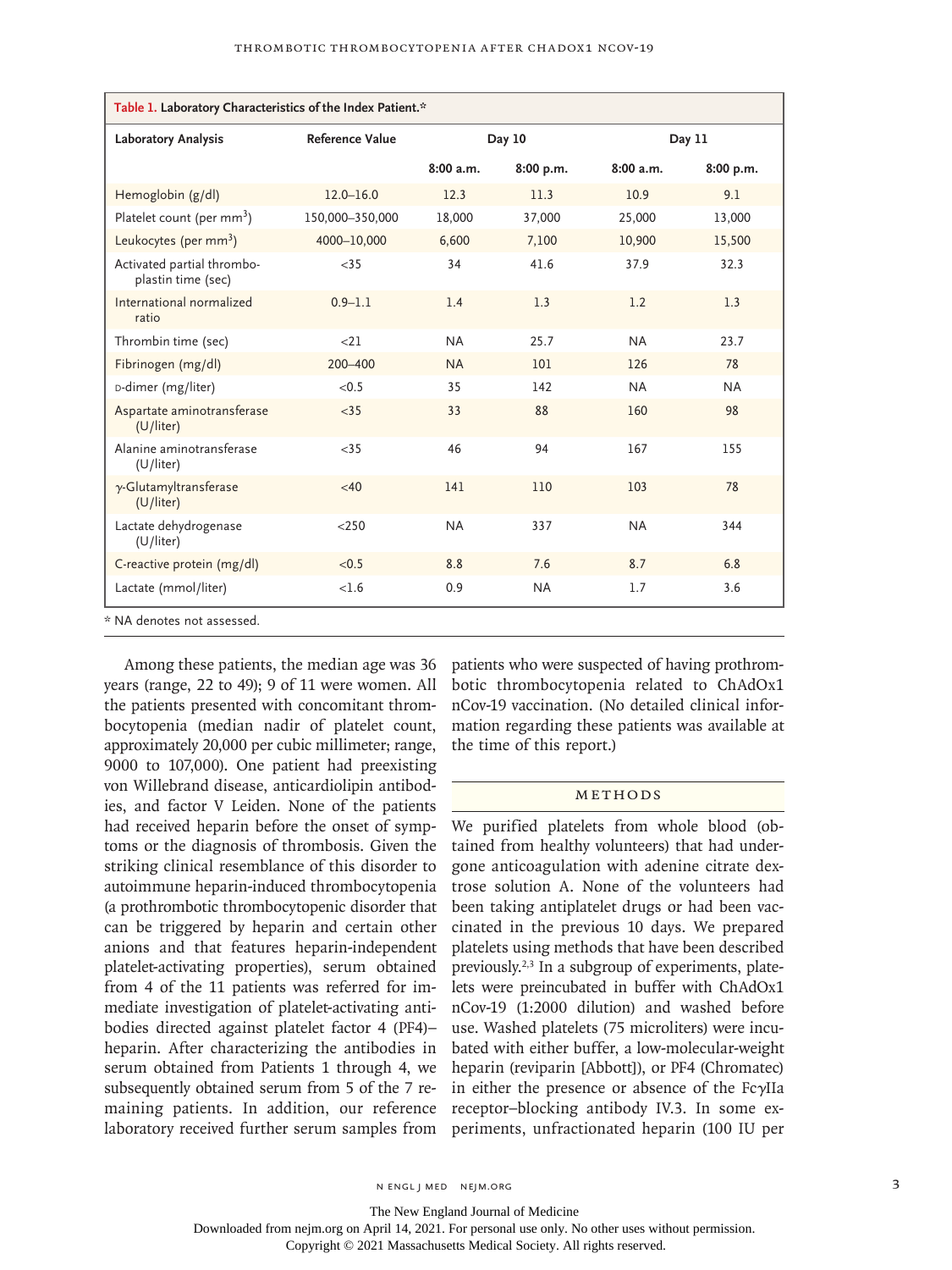**Table 1. Laboratory Characteristics of the Index Patient.***

| Laboratory Analysis | Reference Value | Day 10 | | Day 11 | |
|---|---|---|---|---|---|
| | | 8:00 a.m. | 8:00 p.m. | 8:00 a.m. | 8:00 p.m. |
| Hemoglobin (g/dl) | 12.0–16.0 | 12.3 | 11.3 | 10.9 | 9.1 |
| Platelet count (per mm$^3$) | 150,000–350,000 | 18,000 | 37,000 | 25,000 | 13,000 |
| Leukocytes (per mm$^3$) | 4000–10,000 | 6,600 | 7,100 | 10,900 | 15,500 |
| Activated partial thromboplastin time (sec) | <35 | 34 | 41.6 | 37.9 | 32.3 |
| International normalized ratio | 0.9–1.1 | 1.4 | 1.3 | 1.2 | 1.3 |
| Thrombin time (sec) | <21 | NA | 25.7 | NA | 23.7 |
| Fibrinogen (mg/dl) | 200–400 | NA | 101 | 126 | 78 |
| D-dimer (mg/liter) | <0.5 | 35 | 142 | NA | NA |
| Aspartate aminotransferase (U/liter) | <35 | 33 | 88 | 160 | 98 |
| Alanine aminotransferase (U/liter) | <35 | 46 | 94 | 167 | 155 |
| γ-Glutamyltransferase (U/liter) | <40 | 141 | 110 | 103 | 78 |
| Lactate dehydrogenase (U/liter) | <250 | NA | 337 | NA | 344 |
| C-reactive protein (mg/dl) | <0.5 | 8.8 | 7.6 | 8.7 | 6.8 |
| Lactate (mmol/liter) | <1.6 | 0.9 | NA | 1.7 | 3.6 |

\* NA denotes not assessed.

Among these patients, the median age was 36 years (range, 22 to 49); 9 of 11 were women. All the patients presented with concomitant thrombocytopenia (median nadir of platelet count, approximately 20,000 per cubic millimeter; range, 9000 to 107,000). One patient had preexisting von Willebrand disease, anticardiolipin antibodies, and factor V Leiden. None of the patients had received heparin before the onset of symptoms or the diagnosis of thrombosis. Given the striking clinical resemblance of this disorder to autoimmune heparin-induced thrombocytopenia (a prothrombotic thrombocytopenic disorder that can be triggered by heparin and certain other anions and that features heparin-independent platelet-activating properties), serum obtained from 4 of the 11 patients was referred for immediate investigation of platelet-activating antibodies directed against platelet factor 4 (PF4)–heparin. After characterizing the antibodies in serum obtained from Patients 1 through 4, we subsequently obtained serum from 5 of the 7 remaining patients. In addition, our reference laboratory received further serum samples from patients who were suspected of having prothrombotic thrombocytopenia related to ChAdOx1 nCov-19 vaccination. (No detailed clinical information regarding these patients was available at the time of this report.)

## METHODS

We purified platelets from whole blood (obtained from healthy volunteers) that had undergone anticoagulation with adenine citrate dextrose solution A. None of the volunteers had been taking antiplatelet drugs or had been vaccinated in the previous 10 days. We prepared platelets using methods that have been described previously.[2,3] In a subgroup of experiments, platelets were preincubated in buffer with ChAdOx1 nCov-19 (1:2000 dilution) and washed before use. Washed platelets (75 microliters) were incubated with either buffer, a low-molecular-weight heparin (reviparin [Abbott]), or PF4 (Chromatec) in either the presence or absence of the FcγIIa receptor–blocking antibody IV.3. In some experiments, unfractionated heparin (100 IU per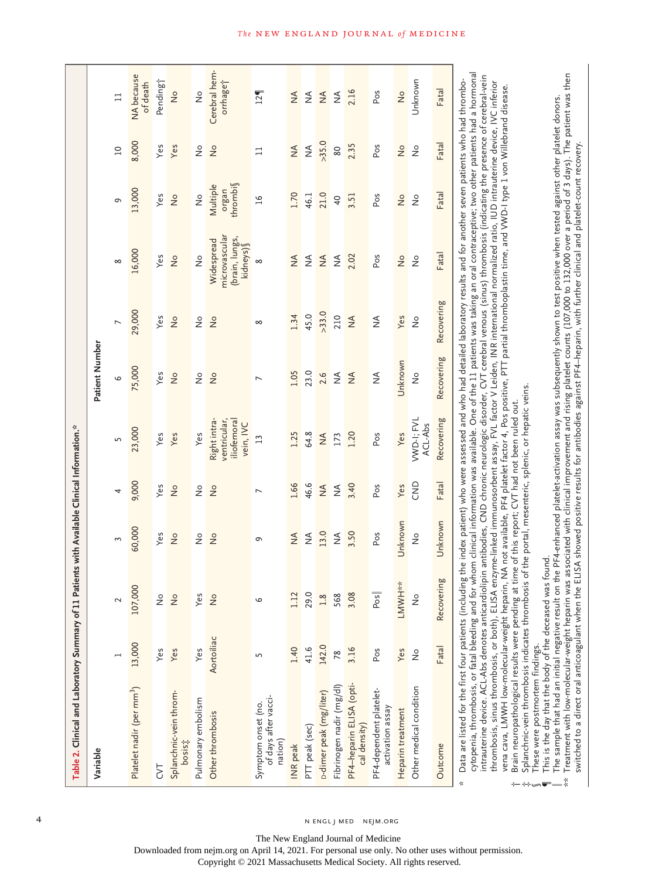**Table 2. Clinical and Laboratory Summary of 11 Patients with Available Clinical Information.***

| Variable | Patient Number | | | | | | | | | | |
|---|---|---|---|---|---|---|---|---|---|---|---|
| | 1 | 2 | 3 | 4 | 5 | 6 | 7 | 8 | 9 | 10 | 11 |
| Platelet nadir (per mm³) | 13,000 | 107,000 | 60,000 | 9,000 | 23,000 | 75,000 | 29,000 | 16,000 | 13,000 | 8,000 | NA because of death |
| CVT | Yes | No | Yes | Yes | Yes | Yes | Yes | Yes | Yes | Yes | Pending† |
| Splanchnic-vein thrombosis‡ | Yes | No | No | No | Yes | No | No | No | No | Yes | No |
| Pulmonary embolism | Yes | Yes | No | No | Yes | No | No | No | No | No | No |
| Other thrombosis | Aortoiliac | No | No | No | Right intraventricular, iliofemoral vein, IVC | No | No | Widespread microvascular (brain, lungs, kidneys)§ | Multiple organ thrombi§ | No | Cerebral hemorrhage† |
| Symptom onset (no. of days after vaccination) | 5 | 6 | 9 | 7 | 13 | 7 | 8 | 8 | 16 | 11 | 12¶ |
| INR peak | 1.40 | 1.12 | NA | 1.66 | 1.25 | 1.05 | 1.34 | NA | 1.70 | NA | NA |
| PTT peak (sec) | 41.6 | 29.0 | NA | 46.6 | 64.8 | 23.0 | 45.0 | NA | 46.1 | NA | NA |
| D-dimer peak (mg/liter) | 142.0 | 1.8 | 13.0 | NA | NA | 2.6 | >33.0 | NA | 21.0 | >35.0 | NA |
| Fibrinogen nadir (mg/dl) | 78 | 568 | NA | NA | 173 | NA | 210 | NA | 40 | 80 | NA |
| PF4–heparin ELISA (optical density) | 3.16 | 3.08 | 3.50 | 3.40 | 1.20 | NA | NA | 2.02 | 3.51 | 2.35 | 2.16 |
| PF4-dependent platelet-activation assay | Pos | Pos‖ | Pos | Pos | Pos | NA | NA | Pos | Pos | Pos | Pos |
| Heparin treatment | Yes | LMWH** | Unknown | Yes | Yes | Unknown | Yes | No | No | No | No |
| Other medical condition | No | No | No | CND | VWD-I; FVL ACL-Abs | No | No | No | No | No | Unknown |
| Outcome | Fatal | Recovering | Unknown | Fatal | Recovering | Recovering | Recovering | Fatal | Fatal | Fatal | Fatal |

\* Data are listed for the first four patients (including the index patient) who were assessed and who had detailed laboratory results and for another seven patients who had thrombocytopenia, thrombosis, or fatal bleeding and for whom clinical information was available. One of the 11 patients was taking an oral contraceptive; two other patients had a hormonal intrauterine device. ACL-Abs denotes anticardiolipin antibodies, CND chronic neurologic disorder, CVT cerebral venous (sinus) thrombosis (indicating the presence of cerebral-vein thrombosis, sinus thrombosis, or both), ELISA enzyme-linked immunosorbent assay, FVL factor V Leiden, INR international normalized ratio, IUD intrauterine device, IVC inferior vena cava, LMWH low-molecular-weight heparin, NA not available, PF4 platelet factor 4, Pos positive, PTT partial thromboplastin time, and VWD-I type 1 von Willebrand disease.

† Brain neuropathological results were pending at time of this report; CVT had not been ruled out.

‡ Splanchnic-vein thrombosis indicates thrombosis of the portal, mesenteric, splenic, or hepatic veins.

§ These were postmortem findings.

¶ This is the day that the body of the deceased was found.

‖ The sample that had an initial negative result on the PF4-enhanced platelet-activation assay was subsequently shown to test positive when tested against other platelet donors.

** Treatment with low-molecular-weight heparin was associated with clinical improvement and rising platelet counts (107,000 to 132,000 over a period of 3 days). The patient was then switched to a direct oral anticoagulant when the ELISA showed positive results for antibodies against PF4–heparin, with further clinical and platelet-count recovery.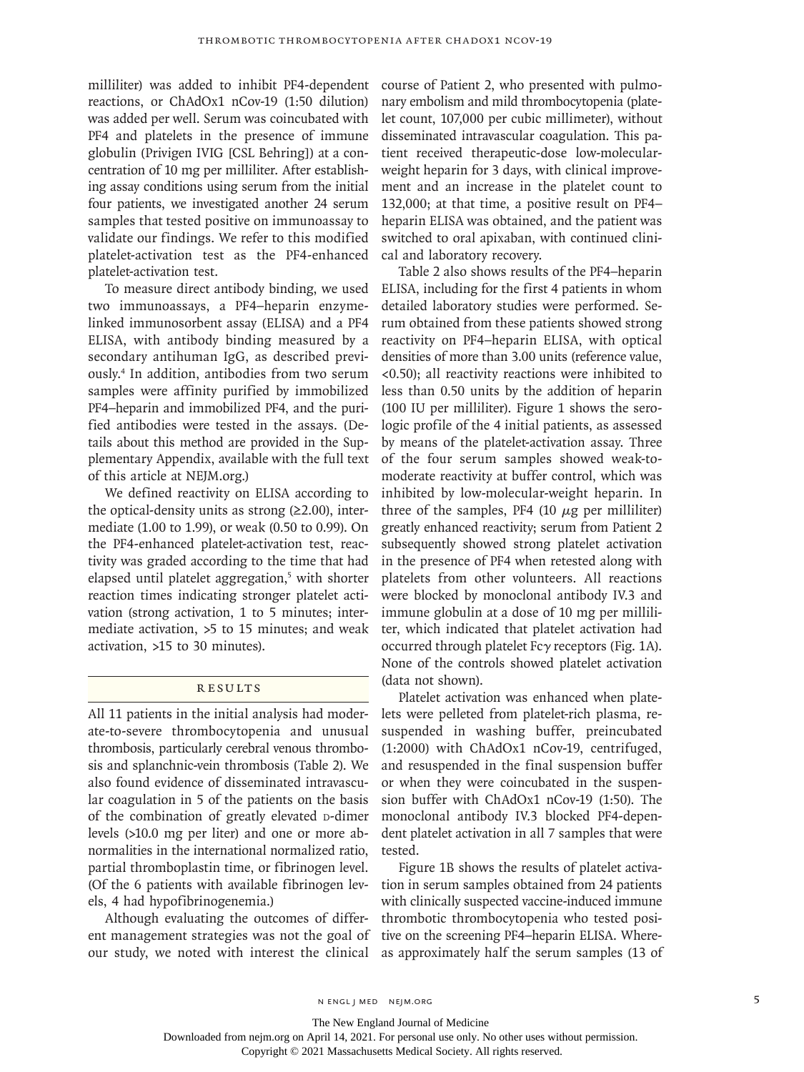milliliter) was added to inhibit PF4-dependent reactions, or ChAdOx1 nCov-19 (1:50 dilution) was added per well. Serum was coincubated with PF4 and platelets in the presence of immune globulin (Privigen IVIG [CSL Behring]) at a concentration of 10 mg per milliliter. After establishing assay conditions using serum from the initial four patients, we investigated another 24 serum samples that tested positive on immunoassay to validate our findings. We refer to this modified platelet-activation test as the PF4-enhanced platelet-activation test.

To measure direct antibody binding, we used two immunoassays, a PF4–heparin enzyme-linked immunosorbent assay (ELISA) and a PF4 ELISA, with antibody binding measured by a secondary antihuman IgG, as described previously.[4] In addition, antibodies from two serum samples were affinity purified by immobilized PF4–heparin and immobilized PF4, and the purified antibodies were tested in the assays. (Details about this method are provided in the Supplementary Appendix, available with the full text of this article at NEJM.org.)

We defined reactivity on ELISA according to the optical-density units as strong (≥2.00), intermediate (1.00 to 1.99), or weak (0.50 to 0.99). On the PF4-enhanced platelet-activation test, reactivity was graded according to the time that had elapsed until platelet aggregation,[5] with shorter reaction times indicating stronger platelet activation (strong activation, 1 to 5 minutes; intermediate activation, >5 to 15 minutes; and weak activation, >15 to 30 minutes).

## Results

All 11 patients in the initial analysis had moderate-to-severe thrombocytopenia and unusual thrombosis, particularly cerebral venous thrombosis and splanchnic-vein thrombosis (Table 2). We also found evidence of disseminated intravascular coagulation in 5 of the patients on the basis of the combination of greatly elevated D-dimer levels (>10.0 mg per liter) and one or more abnormalities in the international normalized ratio, partial thromboplastin time, or fibrinogen level. (Of the 6 patients with available fibrinogen levels, 4 had hypofibrinogenemia.)

Although evaluating the outcomes of different management strategies was not the goal of our study, we noted with interest the clinical course of Patient 2, who presented with pulmonary embolism and mild thrombocytopenia (platelet count, 107,000 per cubic millimeter), without disseminated intravascular coagulation. This patient received therapeutic-dose low-molecular-weight heparin for 3 days, with clinical improvement and an increase in the platelet count to 132,000; at that time, a positive result on PF4–heparin ELISA was obtained, and the patient was switched to oral apixaban, with continued clinical and laboratory recovery.

Table 2 also shows results of the PF4–heparin ELISA, including for the first 4 patients in whom detailed laboratory studies were performed. Serum obtained from these patients showed strong reactivity on PF4–heparin ELISA, with optical densities of more than 3.00 units (reference value, <0.50); all reactivity reactions were inhibited to less than 0.50 units by the addition of heparin (100 IU per milliliter). Figure 1 shows the serologic profile of the 4 initial patients, as assessed by means of the platelet-activation assay. Three of the four serum samples showed weak-to-moderate reactivity at buffer control, which was inhibited by low-molecular-weight heparin. In three of the samples, PF4 (10 $\mu$g per milliliter) greatly enhanced reactivity; serum from Patient 2 subsequently showed strong platelet activation in the presence of PF4 when retested along with platelets from other volunteers. All reactions were blocked by monoclonal antibody IV.3 and immune globulin at a dose of 10 mg per milliliter, which indicated that platelet activation had occurred through platelet Fc$\gamma$ receptors (Fig. 1A). None of the controls showed platelet activation (data not shown).

Platelet activation was enhanced when platelets were pelleted from platelet-rich plasma, resuspended in washing buffer, preincubated (1:2000) with ChAdOx1 nCov-19, centrifuged, and resuspended in the final suspension buffer or when they were coincubated in the suspension buffer with ChAdOx1 nCov-19 (1:50). The monoclonal antibody IV.3 blocked PF4-dependent platelet activation in all 7 samples that were tested.

Figure 1B shows the results of platelet activation in serum samples obtained from 24 patients with clinically suspected vaccine-induced immune thrombotic thrombocytopenia who tested positive on the screening PF4–heparin ELISA. Whereas approximately half the serum samples (13 of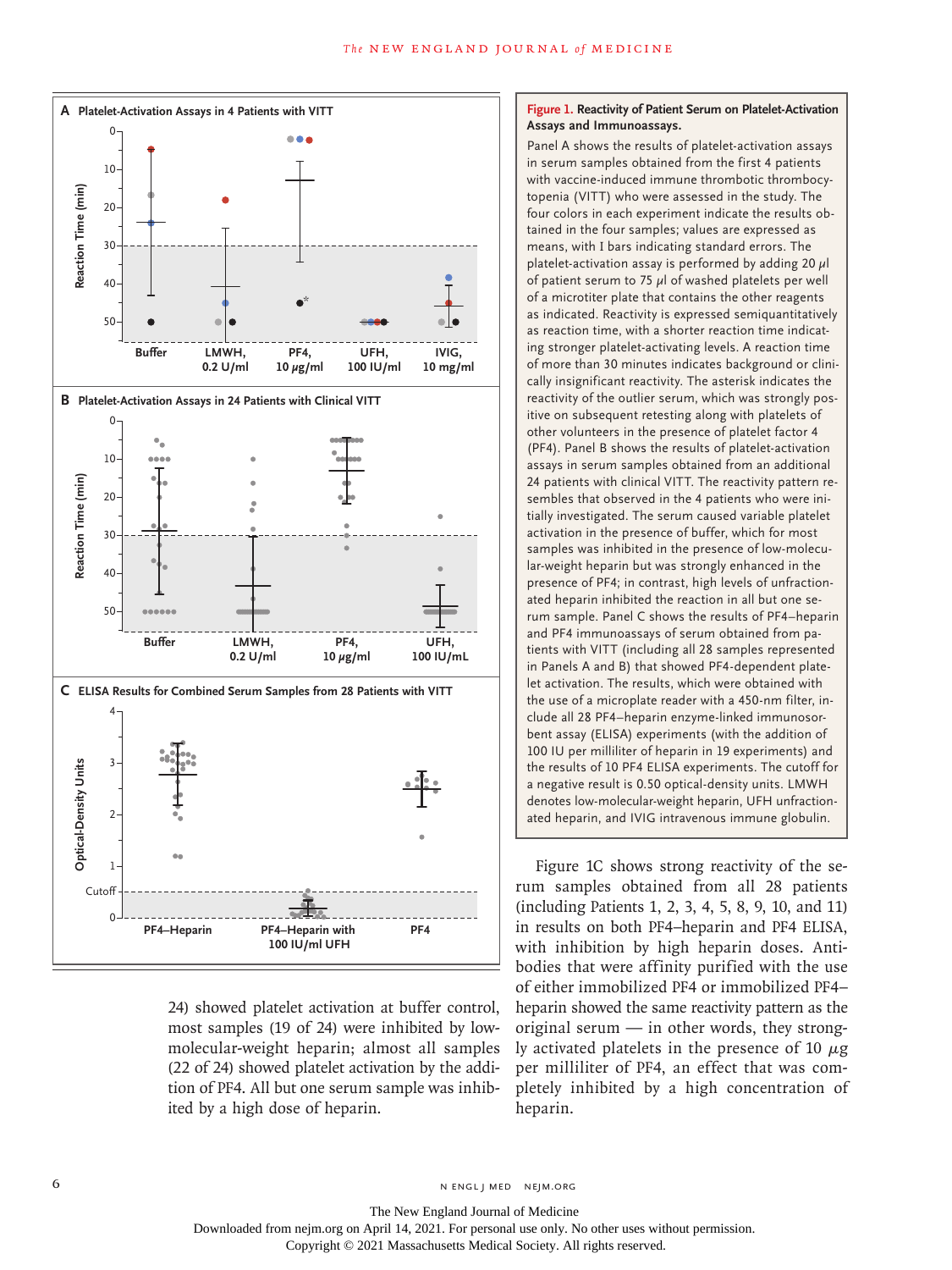**Figure 1. Reactivity of Patient Serum on Platelet-Activation Assays and Immunoassays.**

Panel A shows the results of platelet-activation assays in serum samples obtained from the first 4 patients with vaccine-induced immune thrombotic thrombocytopenia (VITT) who were assessed in the study. The four colors in each experiment indicate the results obtained in the four samples; values are expressed as means, with I bars indicating standard errors. The platelet-activation assay is performed by adding 20 μl of patient serum to 75 μl of washed platelets per well of a microtiter plate that contains the other reagents as indicated. Reactivity is expressed semiquantitatively as reaction time, with a shorter reaction time indicating stronger platelet-activating levels. A reaction time of more than 30 minutes indicates background or clinically insignificant reactivity. The asterisk indicates the reactivity of the outlier serum, which was strongly positive on subsequent retesting along with platelets of other volunteers in the presence of platelet factor 4 (PF4). Panel B shows the results of platelet-activation assays in serum samples obtained from an additional 24 patients with clinical VITT. The reactivity pattern resembles that observed in the 4 patients who were initially investigated. The serum caused variable platelet activation in the presence of buffer, which for most samples was inhibited in the presence of low-molecular-weight heparin but was strongly enhanced in the presence of PF4; in contrast, high levels of unfractionated heparin inhibited the reaction in all but one serum sample. Panel C shows the results of PF4–heparin and PF4 immunoassays of serum obtained from patients with VITT (including all 28 samples represented in Panels A and B) that showed PF4-dependent platelet activation. The results, which were obtained with the use of a microplate reader with a 450-nm filter, include all 28 PF4–heparin enzyme-linked immunosorbent assay (ELISA) experiments (with the addition of 100 IU per milliliter of heparin in 19 experiments) and the results of 10 PF4 ELISA experiments. The cutoff for a negative result is 0.50 optical-density units. LMWH denotes low-molecular-weight heparin, UFH unfractionated heparin, and IVIG intravenous immune globulin.

24) showed platelet activation at buffer control, most samples (19 of 24) were inhibited by low-molecular-weight heparin; almost all samples (22 of 24) showed platelet activation by the addition of PF4. All but one serum sample was inhibited by a high dose of heparin.

Figure 1C shows strong reactivity of the serum samples obtained from all 28 patients (including Patients 1, 2, 3, 4, 5, 8, 9, 10, and 11) in results on both PF4–heparin and PF4 ELISA, with inhibition by high heparin doses. Antibodies that were affinity purified with the use of either immobilized PF4 or immobilized PF4–heparin showed the same reactivity pattern as the original serum — in other words, they strongly activated platelets in the presence of 10 μg per milliliter of PF4, an effect that was completely inhibited by a high concentration of heparin.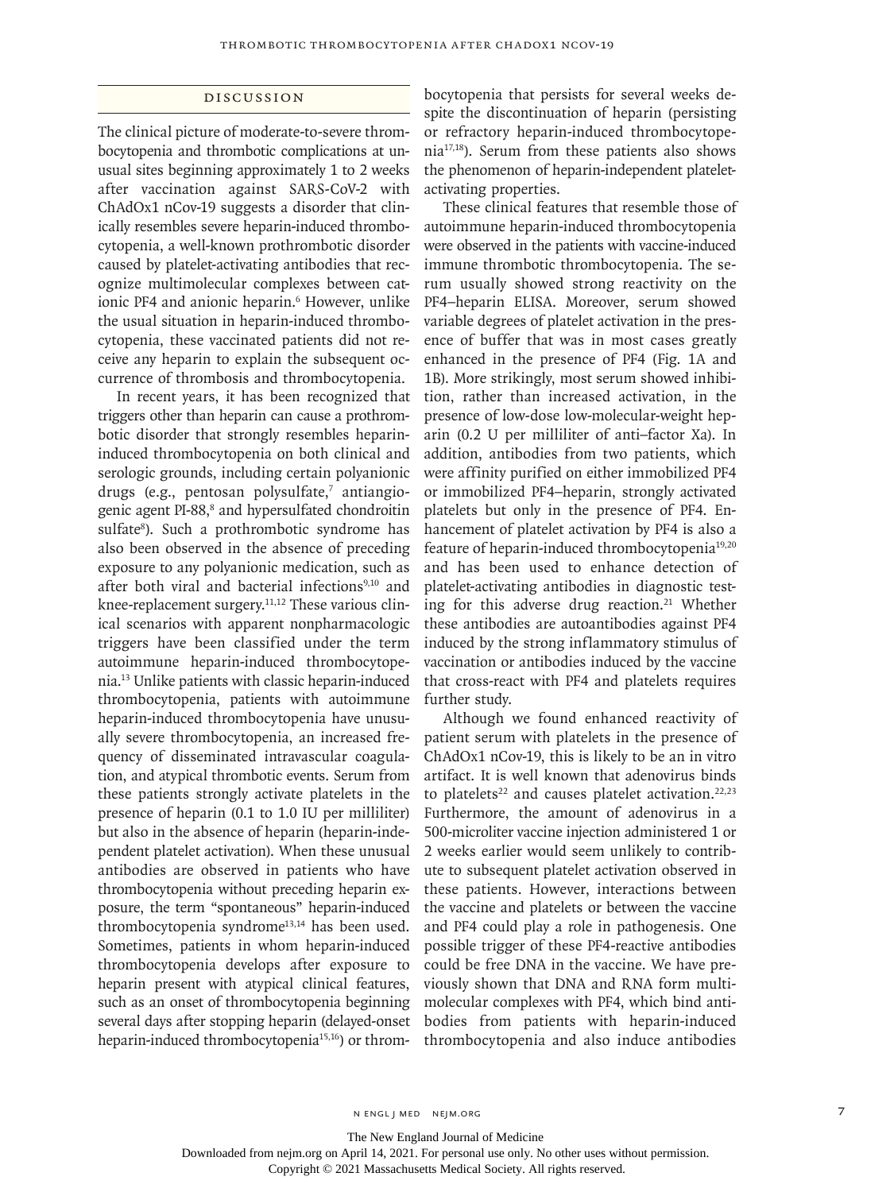## Discussion

The clinical picture of moderate-to-severe thrombocytopenia and thrombotic complications at unusual sites beginning approximately 1 to 2 weeks after vaccination against SARS-CoV-2 with ChAdOx1 nCov-19 suggests a disorder that clinically resembles severe heparin-induced thrombocytopenia, a well-known prothrombotic disorder caused by platelet-activating antibodies that recognize multimolecular complexes between cationic PF4 and anionic heparin.[6] However, unlike the usual situation in heparin-induced thrombocytopenia, these vaccinated patients did not receive any heparin to explain the subsequent occurrence of thrombosis and thrombocytopenia.

In recent years, it has been recognized that triggers other than heparin can cause a prothrombotic disorder that strongly resembles heparin-induced thrombocytopenia on both clinical and serologic grounds, including certain polyanionic drugs (e.g., pentosan polysulfate,[7] antiangiogenic agent PI-88,[8] and hypersulfated chondroitin sulfate[8]). Such a prothrombotic syndrome has also been observed in the absence of preceding exposure to any polyanionic medication, such as after both viral and bacterial infections[9,10] and knee-replacement surgery.[11,12] These various clinical scenarios with apparent nonpharmacologic triggers have been classified under the term autoimmune heparin-induced thrombocytopenia.[13] Unlike patients with classic heparin-induced thrombocytopenia, patients with autoimmune heparin-induced thrombocytopenia have unusually severe thrombocytopenia, an increased frequency of disseminated intravascular coagulation, and atypical thrombotic events. Serum from these patients strongly activate platelets in the presence of heparin (0.1 to 1.0 IU per milliliter) but also in the absence of heparin (heparin-independent platelet activation). When these unusual antibodies are observed in patients who have thrombocytopenia without preceding heparin exposure, the term "spontaneous" heparin-induced thrombocytopenia syndrome[13,14] has been used. Sometimes, patients in whom heparin-induced thrombocytopenia develops after exposure to heparin present with atypical clinical features, such as an onset of thrombocytopenia beginning several days after stopping heparin (delayed-onset heparin-induced thrombocytopenia[15,16]) or thrombocytopenia that persists for several weeks despite the discontinuation of heparin (persisting or refractory heparin-induced thrombocytopenia[17,18]). Serum from these patients also shows the phenomenon of heparin-independent platelet-activating properties.

These clinical features that resemble those of autoimmune heparin-induced thrombocytopenia were observed in the patients with vaccine-induced immune thrombotic thrombocytopenia. The serum usually showed strong reactivity on the PF4–heparin ELISA. Moreover, serum showed variable degrees of platelet activation in the presence of buffer that was in most cases greatly enhanced in the presence of PF4 (Fig. 1A and 1B). More strikingly, most serum showed inhibition, rather than increased activation, in the presence of low-dose low-molecular-weight heparin (0.2 U per milliliter of anti–factor Xa). In addition, antibodies from two patients, which were affinity purified on either immobilized PF4 or immobilized PF4–heparin, strongly activated platelets but only in the presence of PF4. Enhancement of platelet activation by PF4 is also a feature of heparin-induced thrombocytopenia[19,20] and has been used to enhance detection of platelet-activating antibodies in diagnostic testing for this adverse drug reaction.[21] Whether these antibodies are autoantibodies against PF4 induced by the strong inflammatory stimulus of vaccination or antibodies induced by the vaccine that cross-react with PF4 and platelets requires further study.

Although we found enhanced reactivity of patient serum with platelets in the presence of ChAdOx1 nCov-19, this is likely to be an in vitro artifact. It is well known that adenovirus binds to platelets[22] and causes platelet activation.[22,23] Furthermore, the amount of adenovirus in a 500-microliter vaccine injection administered 1 or 2 weeks earlier would seem unlikely to contribute to subsequent platelet activation observed in these patients. However, interactions between the vaccine and platelets or between the vaccine and PF4 could play a role in pathogenesis. One possible trigger of these PF4-reactive antibodies could be free DNA in the vaccine. We have previously shown that DNA and RNA form multimolecular complexes with PF4, which bind antibodies from patients with heparin-induced thrombocytopenia and also induce antibodies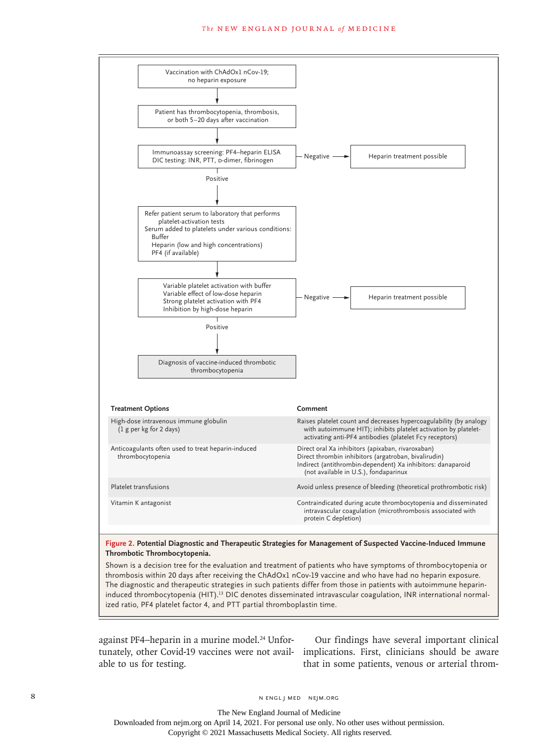Vaccination with ChAdOx1 nCov-19; no heparin exposure

↓

Patient has thrombocytopenia, thrombosis, or both 5–20 days after vaccination

↓

Immunoassay screening: PF4–heparin ELISA
DIC testing: INR, PTT, D-dimer, fibrinogen

- Negative → Heparin treatment possible
- Positive ↓

Refer patient serum to laboratory that performs platelet-activation tests
Serum added to platelets under various conditions:
- Buffer
- Heparin (low and high concentrations)
- PF4 (if available)

↓

Variable platelet activation with buffer
Variable effect of low-dose heparin
Strong platelet activation with PF4
Inhibition by high-dose heparin

- Negative → Heparin treatment possible
- Positive ↓

Diagnosis of vaccine-induced thrombotic thrombocytopenia

| Treatment Options | Comment |
|---|---|
| High-dose intravenous immune globulin (1 g per kg for 2 days) | Raises platelet count and decreases hypercoagulability (by analogy with autoimmune HIT); inhibits platelet activation by platelet-activating anti-PF4 antibodies (platelet Fcγ receptors) |
| Anticoagulants often used to treat heparin-induced thrombocytopenia | Direct oral Xa inhibitors (apixaban, rivaroxaban)<br>Direct thrombin inhibitors (argatroban, bivalirudin)<br>Indirect (antithrombin-dependent) Xa inhibitors: danaparoid (not available in U.S.), fondaparinux |
| Platelet transfusions | Avoid unless presence of bleeding (theoretical prothrombotic risk) |
| Vitamin K antagonist | Contraindicated during acute thrombocytopenia and disseminated intravascular coagulation (microthrombosis associated with protein C depletion) |

**Figure 2. Potential Diagnostic and Therapeutic Strategies for Management of Suspected Vaccine-Induced Immune Thrombotic Thrombocytopenia.**

Shown is a decision tree for the evaluation and treatment of patients who have symptoms of thrombocytopenia or thrombosis within 20 days after receiving the ChAdOx1 nCov-19 vaccine and who have had no heparin exposure. The diagnostic and therapeutic strategies in such patients differ from those in patients with autoimmune heparin-induced thrombocytopenia (HIT).[13] DIC denotes disseminated intravascular coagulation, INR international normalized ratio, PF4 platelet factor 4, and PTT partial thromboplastin time.

against PF4–heparin in a murine model.[24] Unfortunately, other Covid-19 vaccines were not available to us for testing.

Our findings have several important clinical implications. First, clinicians should be aware that in some patients, venous or arterial throm-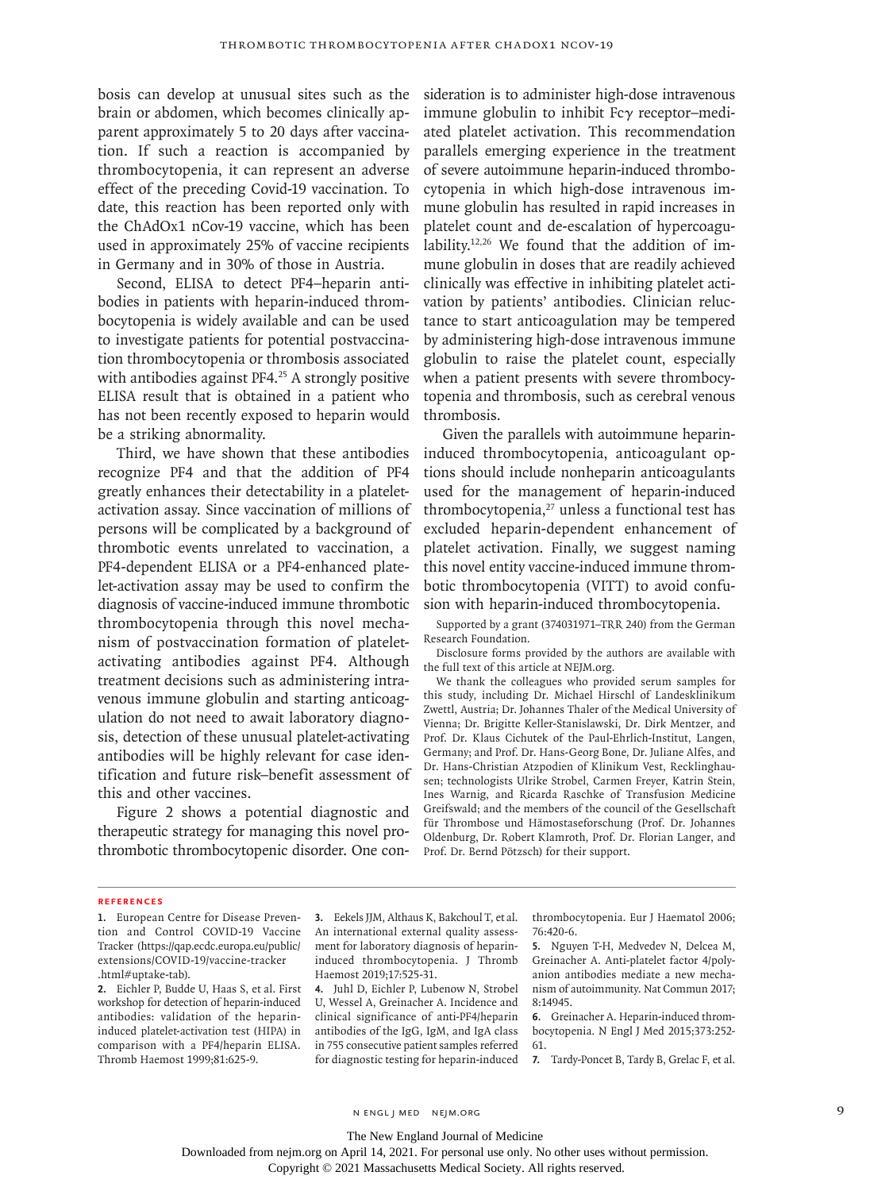bosis can develop at unusual sites such as the brain or abdomen, which becomes clinically apparent approximately 5 to 20 days after vaccination. If such a reaction is accompanied by thrombocytopenia, it can represent an adverse effect of the preceding Covid-19 vaccination. To date, this reaction has been reported only with the ChAdOx1 nCov-19 vaccine, which has been used in approximately 25% of vaccine recipients in Germany and in 30% of those in Austria.

Second, ELISA to detect PF4–heparin antibodies in patients with heparin-induced thrombocytopenia is widely available and can be used to investigate patients for potential postvaccination thrombocytopenia or thrombosis associated with antibodies against PF4.[25] A strongly positive ELISA result that is obtained in a patient who has not been recently exposed to heparin would be a striking abnormality.

Third, we have shown that these antibodies recognize PF4 and that the addition of PF4 greatly enhances their detectability in a platelet-activation assay. Since vaccination of millions of persons will be complicated by a background of thrombotic events unrelated to vaccination, a PF4-dependent ELISA or a PF4-enhanced platelet-activation assay may be used to confirm the diagnosis of vaccine-induced immune thrombotic thrombocytopenia through this novel mechanism of postvaccination formation of platelet-activating antibodies against PF4. Although treatment decisions such as administering intravenous immune globulin and starting anticoagulation do not need to await laboratory diagnosis, detection of these unusual platelet-activating antibodies will be highly relevant for case identification and future risk–benefit assessment of this and other vaccines.

Figure 2 shows a potential diagnostic and therapeutic strategy for managing this novel prothrombotic thrombocytopenic disorder. One consideration is to administer high-dose intravenous immune globulin to inhibit Fcγ receptor–mediated platelet activation. This recommendation parallels emerging experience in the treatment of severe autoimmune heparin-induced thrombocytopenia in which high-dose intravenous immune globulin has resulted in rapid increases in platelet count and de-escalation of hypercoagulability.[12,26] We found that the addition of immune globulin in doses that are readily achieved clinically was effective in inhibiting platelet activation by patients' antibodies. Clinician reluctance to start anticoagulation may be tempered by administering high-dose intravenous immune globulin to raise the platelet count, especially when a patient presents with severe thrombocytopenia and thrombosis, such as cerebral venous thrombosis.

Given the parallels with autoimmune heparin-induced thrombocytopenia, anticoagulant options should include nonheparin anticoagulants used for the management of heparin-induced thrombocytopenia,[27] unless a functional test has excluded heparin-dependent enhancement of platelet activation. Finally, we suggest naming this novel entity vaccine-induced immune thrombotic thrombocytopenia (VITT) to avoid confusion with heparin-induced thrombocytopenia.

Supported by a grant (374031971–TRR 240) from the German Research Foundation.

Disclosure forms provided by the authors are available with the full text of this article at NEJM.org.

We thank the colleagues who provided serum samples for this study, including Dr. Michael Hirschl of Landesklinikum Zwettl, Austria; Dr. Johannes Thaler of the Medical University of Vienna; Dr. Brigitte Keller-Stanislawski, Dr. Dirk Mentzer, and Prof. Dr. Klaus Cichutek of the Paul-Ehrlich-Institut, Langen, Germany; and Prof. Dr. Hans-Georg Bone, Dr. Juliane Alfes, and Dr. Hans-Christian Atzpodien of Klinikum Vest, Recklinghausen; technologists Ulrike Strobel, Carmen Freyer, Katrin Stein, Ines Warnig, and Ricarda Raschke of Transfusion Medicine Greifswald; and the members of the council of the Gesellschaft für Thrombose und Hämostaseforschung (Prof. Dr. Johannes Oldenburg, Dr. Robert Klamroth, Prof. Dr. Florian Langer, and Prof. Dr. Bernd Pötzsch) for their support.

## References

1. European Centre for Disease Prevention and Control COVID-19 Vaccine Tracker (https://qap.ecdc.europa.eu/public/extensions/COVID-19/vaccine-tracker.html#uptake-tab).
2. Eichler P, Budde U, Haas S, et al. First workshop for detection of heparin-induced antibodies: validation of the heparin-induced platelet-activation test (HIPA) in comparison with a PF4/heparin ELISA. Thromb Haemost 1999;81:625-9.
3. Eekels JJM, Althaus K, Bakchoul T, et al. An international external quality assessment for laboratory diagnosis of heparin-induced thrombocytopenia. J Thromb Haemost 2019;17:525-31.
4. Juhl D, Eichler P, Lubenow N, Strobel U, Wessel A, Greinacher A. Incidence and clinical significance of anti-PF4/heparin antibodies of the IgG, IgM, and IgA class in 755 consecutive patient samples referred for diagnostic testing for heparin-induced thrombocytopenia. Eur J Haematol 2006;76:420-6.
5. Nguyen T-H, Medvedev N, Delcea M, Greinacher A. Anti-platelet factor 4/polyanion antibodies mediate a new mechanism of autoimmunity. Nat Commun 2017;8:14945.
6. Greinacher A. Heparin-induced thrombocytopenia. N Engl J Med 2015;373:252-61.
7. Tardy-Poncet B, Tardy B, Grelac F, et al.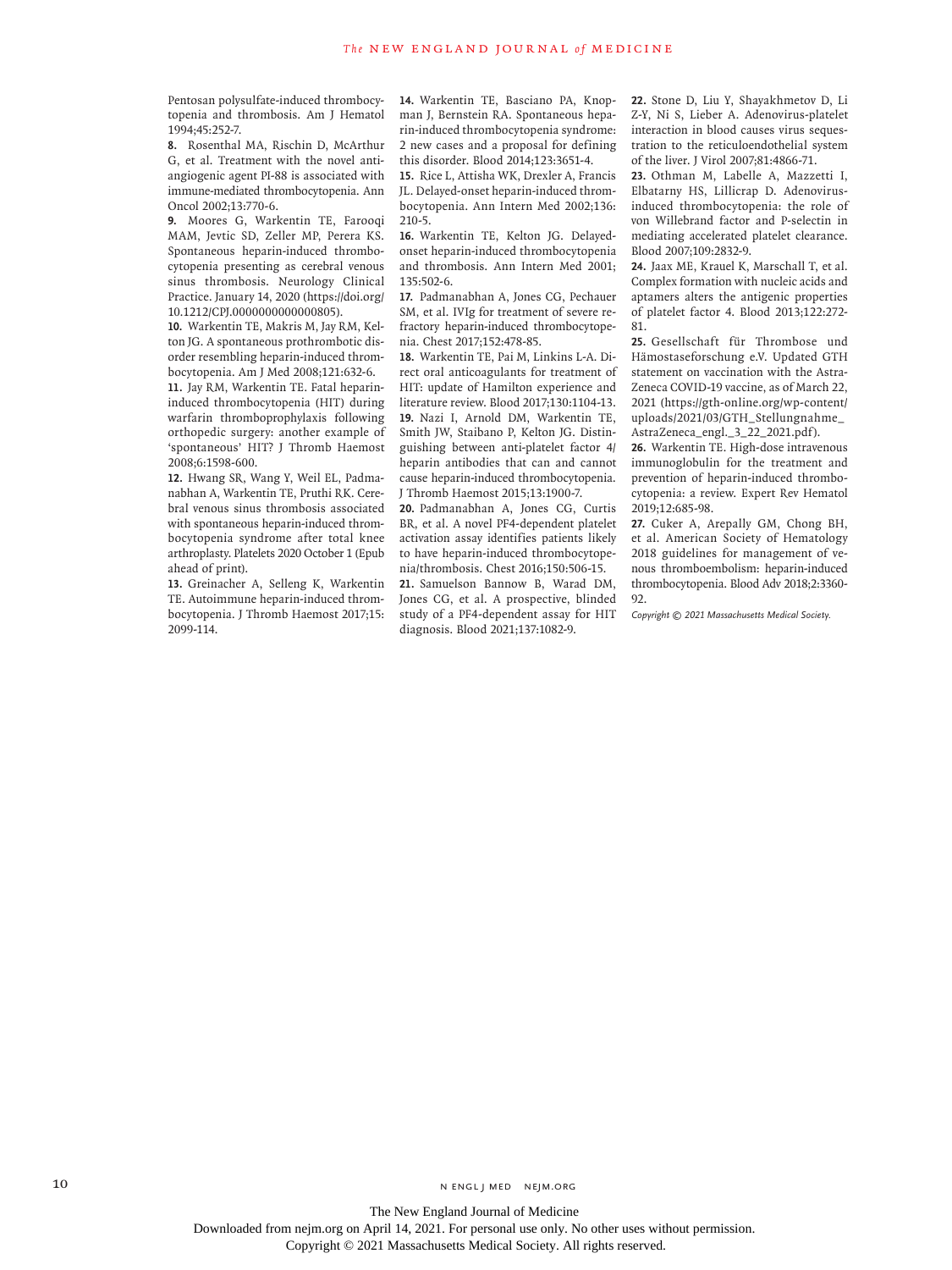Pentosan polysulfate-induced thrombocytopenia and thrombosis. Am J Hematol 1994;45:252-7.

8. Rosenthal MA, Rischin D, McArthur G, et al. Treatment with the novel antiangiogenic agent PI-88 is associated with immune-mediated thrombocytopenia. Ann Oncol 2002;13:770-6.

9. Moores G, Warkentin TE, Farooqi MAM, Jevtic SD, Zeller MP, Perera KS. Spontaneous heparin-induced thrombocytopenia presenting as cerebral venous sinus thrombosis. Neurology Clinical Practice. January 14, 2020 (https://doi.org/10.1212/CPJ.0000000000000805).

10. Warkentin TE, Makris M, Jay RM, Kelton JG. A spontaneous prothrombotic disorder resembling heparin-induced thrombocytopenia. Am J Med 2008;121:632-6.

11. Jay RM, Warkentin TE. Fatal heparin-induced thrombocytopenia (HIT) during warfarin thromboprophylaxis following orthopedic surgery: another example of 'spontaneous' HIT? J Thromb Haemost 2008;6:1598-600.

12. Hwang SR, Wang Y, Weil EL, Padmanabhan A, Warkentin TE, Pruthi RK. Cerebral venous sinus thrombosis associated with spontaneous heparin-induced thrombocytopenia syndrome after total knee arthroplasty. Platelets 2020 October 1 (Epub ahead of print).

13. Greinacher A, Selleng K, Warkentin TE. Autoimmune heparin-induced thrombocytopenia. J Thromb Haemost 2017;15:2099-114.

14. Warkentin TE, Basciano PA, Knopman J, Bernstein RA. Spontaneous heparin-induced thrombocytopenia syndrome: 2 new cases and a proposal for defining this disorder. Blood 2014;123:3651-4.

15. Rice L, Attisha WK, Drexler A, Francis JL. Delayed-onset heparin-induced thrombocytopenia. Ann Intern Med 2002;136:210-5.

16. Warkentin TE, Kelton JG. Delayed-onset heparin-induced thrombocytopenia and thrombosis. Ann Intern Med 2001;135:502-6.

17. Padmanabhan A, Jones CG, Pechauer SM, et al. IVIg for treatment of severe refractory heparin-induced thrombocytopenia. Chest 2017;152:478-85.

18. Warkentin TE, Pai M, Linkins L-A. Direct oral anticoagulants for treatment of HIT: update of Hamilton experience and literature review. Blood 2017;130:1104-13.

19. Nazi I, Arnold DM, Warkentin TE, Smith JW, Staibano P, Kelton JG. Distinguishing between anti-platelet factor 4/heparin antibodies that can and cannot cause heparin-induced thrombocytopenia. J Thromb Haemost 2015;13:1900-7.

20. Padmanabhan A, Jones CG, Curtis BR, et al. A novel PF4-dependent platelet activation assay identifies patients likely to have heparin-induced thrombocytopenia/thrombosis. Chest 2016;150:506-15.

21. Samuelson Bannow B, Warad DM, Jones CG, et al. A prospective, blinded study of a PF4-dependent assay for HIT diagnosis. Blood 2021;137:1082-9.

22. Stone D, Liu Y, Shayakhmetov D, Li Z-Y, Ni S, Lieber A. Adenovirus-platelet interaction in blood causes virus sequestration to the reticuloendothelial system of the liver. J Virol 2007;81:4866-71.

23. Othman M, Labelle A, Mazzetti I, Elbatarny HS, Lillicrap D. Adenovirus-induced thrombocytopenia: the role of von Willebrand factor and P-selectin in mediating accelerated platelet clearance. Blood 2007;109:2832-9.

24. Jaax ME, Krauel K, Marschall T, et al. Complex formation with nucleic acids and aptamers alters the antigenic properties of platelet factor 4. Blood 2013;122:272-81.

25. Gesellschaft für Thrombose und Hämostaseforschung e.V. Updated GTH statement on vaccination with the AstraZeneca COVID-19 vaccine, as of March 22, 2021 (https://gth-online.org/wp-content/uploads/2021/03/GTH_Stellungnahme_AstraZeneca_engl._3_22_2021.pdf).

26. Warkentin TE. High-dose intravenous immunoglobulin for the treatment and prevention of heparin-induced thrombocytopenia: a review. Expert Rev Hematol 2019;12:685-98.

27. Cuker A, Arepally GM, Chong BH, et al. American Society of Hematology 2018 guidelines for management of venous thromboembolism: heparin-induced thrombocytopenia. Blood Adv 2018;2:3360-92.

*Copyright © 2021 Massachusetts Medical Society.*